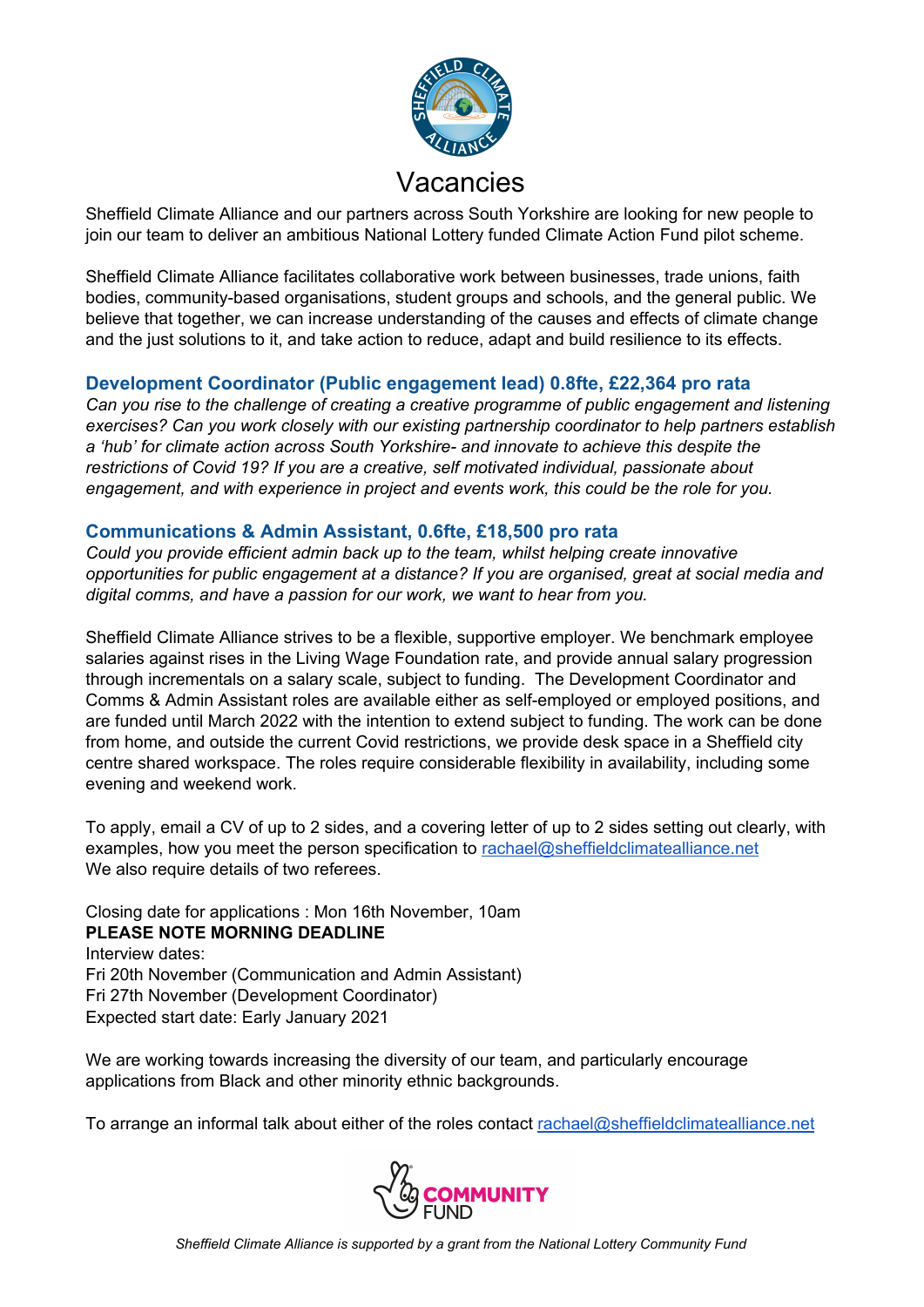# Vacancies

Sheffield Climate Alliance and our partners across South Yorkshire are looking for new people to join our team to deliver an ambitious National Lottery funded Climate Action Fund pilot scheme.

Sheffield Climate Alliance facilitates collaborative work between businesses, trade unions, faith bodies, community-based organisations, student groups and schools, and the general public. We believe that together, we can increase understanding of the causes and effects of climate change and the just solutions to it, and take action to reduce, adapt and build resilience to its effects.

## Development Coordinator (Public engagement lead) 0.8fte, £22,364 pro rata

*Can you rise to the challenge of creating a creative programme of public engagement and listening exercises? Can you work closely with our existing partnership coordinator to help partners establish a 'hub' for climate action across South Yorkshire- and innovate to achieve this despite the restrictions of Covid 19? If you are a creative, self motivated individual, passionate about engagement, and with experience in project and events work, this could be the role for you.*

## Communications & Admin Assistant, 0.6fte, £18,500 pro rata

*Could you provide efficient admin back up to the team, whilst helping create innovative opportunities for public engagement at a distance? If you are organised, great at social media and digital comms, and have a passion for our work, we want to hear from you.*

Sheffield Climate Alliance strives to be a flexible, supportive employer. We benchmark employee salaries against rises in the Living Wage Foundation rate, and provide annual salary progression through incrementals on a salary scale, subject to funding. The Development Coordinator and Comms & Admin Assistant roles are available either as self-employed or employed positions, and are funded until March 2022 with the intention to extend subject to funding. The work can be done from home, and outside the current Covid restrictions, we provide desk space in a Sheffield city centre shared workspace. The roles require considerable flexibility in availability, including some evening and weekend work.

To apply, email a CV of up to 2 sides, and a covering letter of up to 2 sides setting out clearly, with examples, how you meet the person specification to rachael@sheffieldclimatealliance.net
We also require details of two referees.

Closing date for applications : Mon 16th November, 10am
**PLEASE NOTE MORNING DEADLINE**
Interview dates:
Fri 20th November (Communication and Admin Assistant)
Fri 27th November (Development Coordinator)
Expected start date: Early January 2021

We are working towards increasing the diversity of our team, and particularly encourage applications from Black and other minority ethnic backgrounds.

To arrange an informal talk about either of the roles contact rachael@sheffieldclimatealliance.net

*Sheffield Climate Alliance is supported by a grant from the National Lottery Community Fund*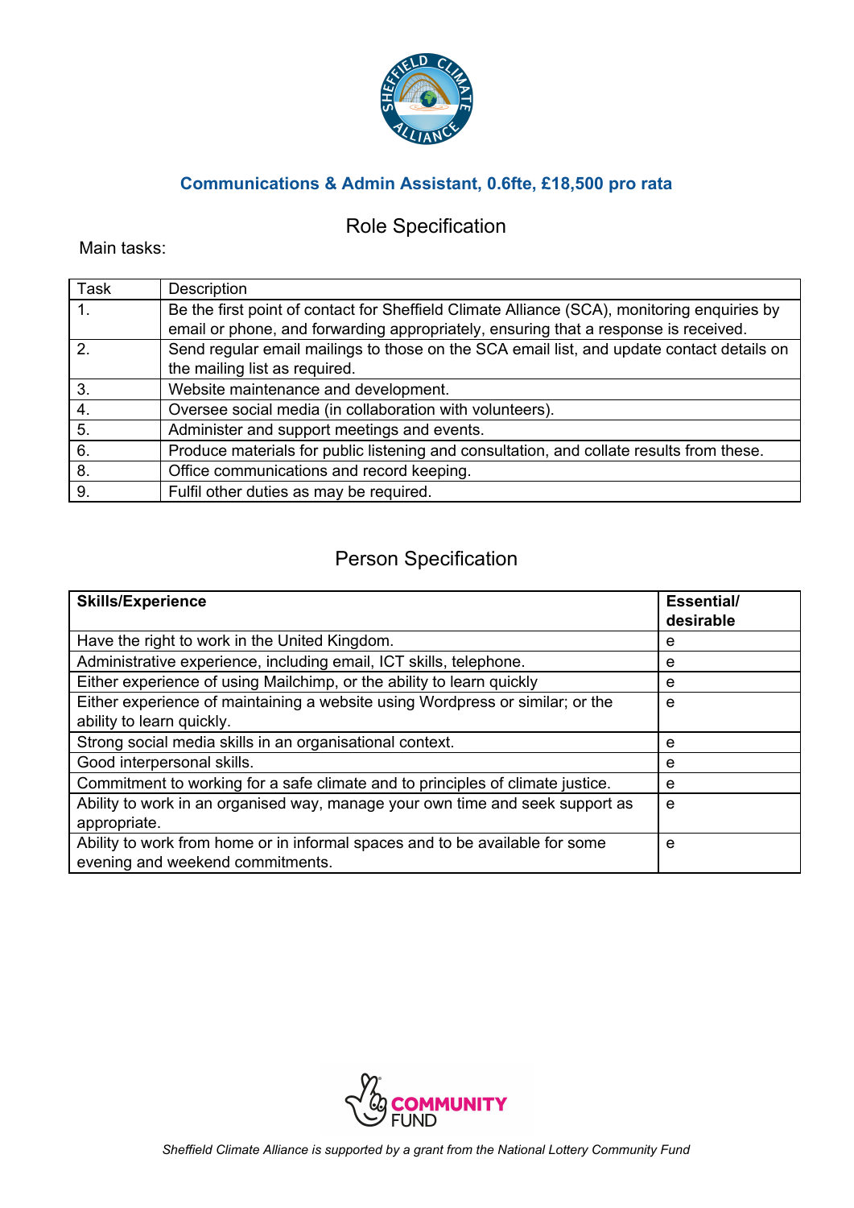## Communications & Admin Assistant, 0.6fte, £18,500 pro rata

### Role Specification

Main tasks:

| Task | Description |
|---|---|
| 1. | Be the first point of contact for Sheffield Climate Alliance (SCA), monitoring enquiries by email or phone, and forwarding appropriately, ensuring that a response is received. |
| 2. | Send regular email mailings to those on the SCA email list, and update contact details on the mailing list as required. |
| 3. | Website maintenance and development. |
| 4. | Oversee social media (in collaboration with volunteers). |
| 5. | Administer and support meetings and events. |
| 6. | Produce materials for public listening and consultation, and collate results from these. |
| 8. | Office communications and record keeping. |
| 9. | Fulfil other duties as may be required. |

### Person Specification

| **Skills/Experience** | **Essential/ desirable** |
|---|---|
| Have the right to work in the United Kingdom. | e |
| Administrative experience, including email, ICT skills, telephone. | e |
| Either experience of using Mailchimp, or the ability to learn quickly | e |
| Either experience of maintaining a website using Wordpress or similar; or the ability to learn quickly. | e |
| Strong social media skills in an organisational context. | e |
| Good interpersonal skills. | e |
| Commitment to working for a safe climate and to principles of climate justice. | e |
| Ability to work in an organised way, manage your own time and seek support as appropriate. | e |
| Ability to work from home or in informal spaces and to be available for some evening and weekend commitments. | e |

*Sheffield Climate Alliance is supported by a grant from the National Lottery Community Fund*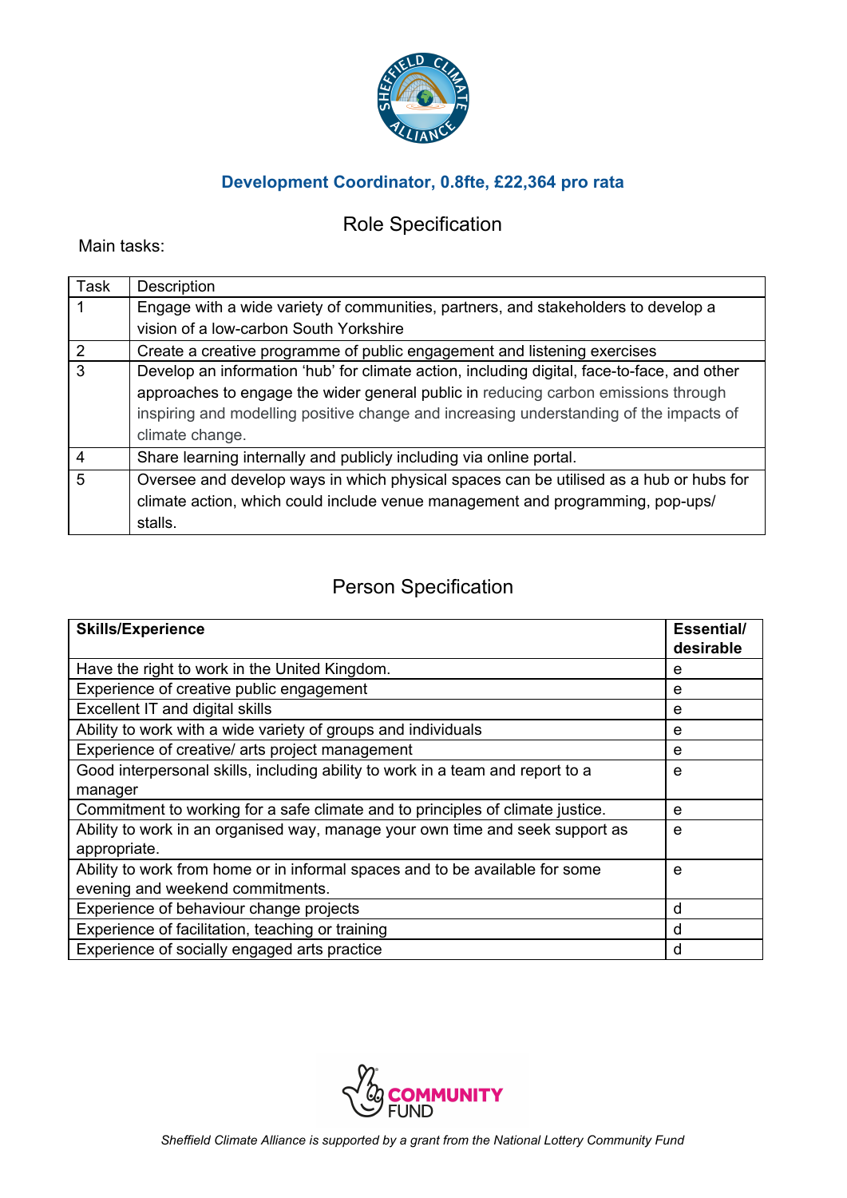## Development Coordinator, 0.8fte, £22,364 pro rata

### Role Specification

Main tasks:

| Task | Description |
|---|---|
| 1 | Engage with a wide variety of communities, partners, and stakeholders to develop a vision of a low-carbon South Yorkshire |
| 2 | Create a creative programme of public engagement and listening exercises |
| 3 | Develop an information 'hub' for climate action, including digital, face-to-face, and other approaches to engage the wider general public in reducing carbon emissions through inspiring and modelling positive change and increasing understanding of the impacts of climate change. |
| 4 | Share learning internally and publicly including via online portal. |
| 5 | Oversee and develop ways in which physical spaces can be utilised as a hub or hubs for climate action, which could include venue management and programming, pop-ups/ stalls. |

### Person Specification

| **Skills/Experience** | **Essential/ desirable** |
|---|---|
| Have the right to work in the United Kingdom. | e |
| Experience of creative public engagement | e |
| Excellent IT and digital skills | e |
| Ability to work with a wide variety of groups and individuals | e |
| Experience of creative/ arts project management | e |
| Good interpersonal skills, including ability to work in a team and report to a manager | e |
| Commitment to working for a safe climate and to principles of climate justice. | e |
| Ability to work in an organised way, manage your own time and seek support as appropriate. | e |
| Ability to work from home or in informal spaces and to be available for some evening and weekend commitments. | e |
| Experience of behaviour change projects | d |
| Experience of facilitation, teaching or training | d |
| Experience of socially engaged arts practice | d |

*Sheffield Climate Alliance is supported by a grant from the National Lottery Community Fund*